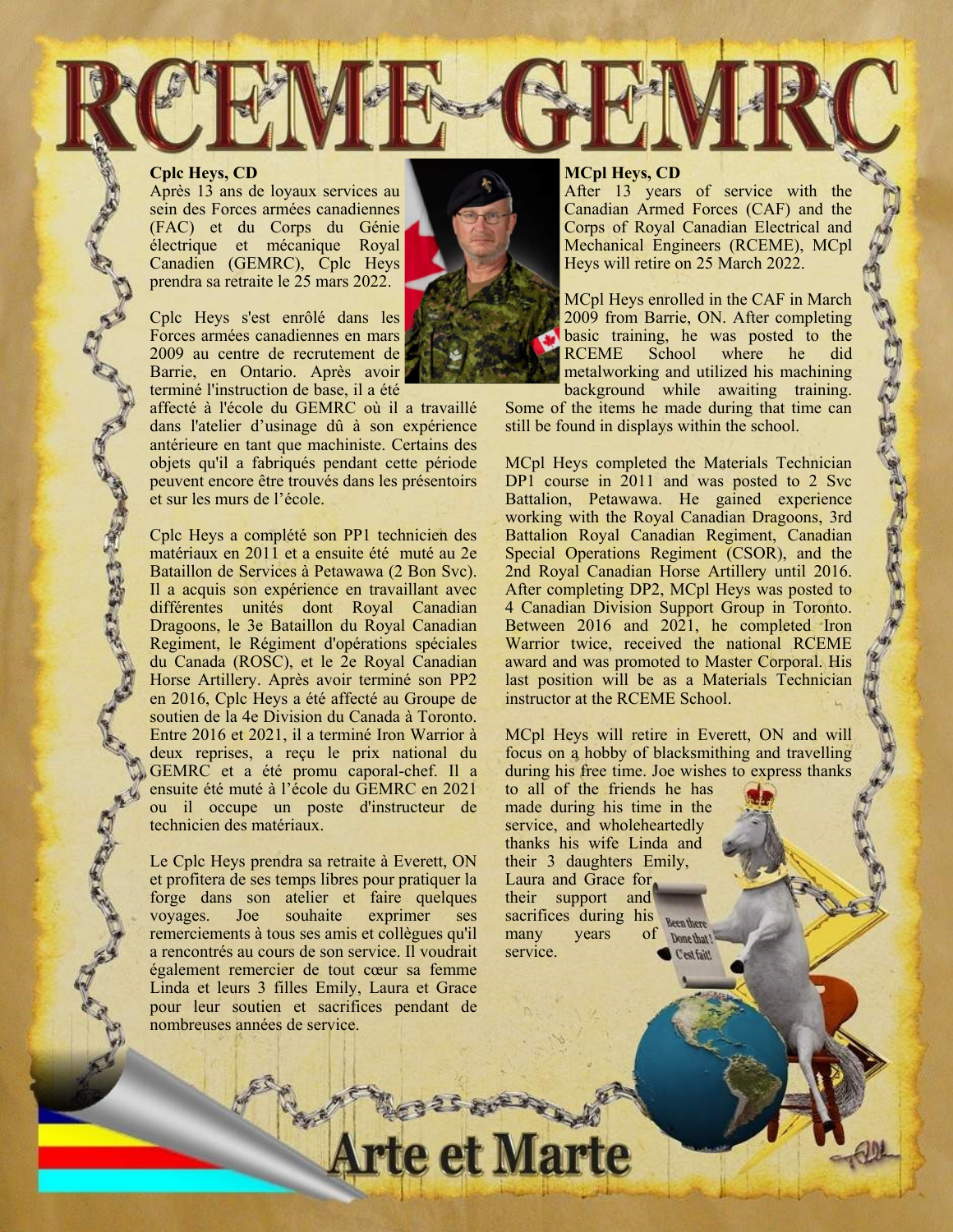# RCEME GEMRC

**Cplc Heys, CD**

Après 13 ans de loyaux services au sein des Forces armées canadiennes (FAC) et du Corps du Génie électrique et mécanique Royal Canadien (GEMRC), Cplc Heys prendra sa retraite le 25 mars 2022.

Cplc Heys s'est enrôlé dans les Forces armées canadiennes en mars 2009 au centre de recrutement de Barrie, en Ontario. Après avoir terminé l'instruction de base, il a été affecté à l'école du GEMRC où il a travaillé dans l'atelier d'usinage dû à son expérience antérieure en tant que machiniste. Certains des objets qu'il a fabriqués pendant cette période peuvent encore être trouvés dans les présentoirs et sur les murs de l'école.

Cplc Heys a complété son PP1 technicien des matériaux en 2011 et a ensuite été muté au 2e Bataillon de Services à Petawawa (2 Bon Svc). Il a acquis son expérience en travaillant avec différentes unités dont Royal Canadian Dragoons, le 3e Bataillon du Royal Canadian Regiment, le Régiment d'opérations spéciales du Canada (ROSC), et le 2e Royal Canadian Horse Artillery. Après avoir terminé son PP2 en 2016, Cplc Heys a été affecté au Groupe de soutien de la 4e Division du Canada à Toronto. Entre 2016 et 2021, il a terminé Iron Warrior à deux reprises, a reçu le prix national du GEMRC et a été promu caporal-chef. Il a ensuite été muté à l'école du GEMRC en 2021 ou il occupe un poste d'instructeur de technicien des matériaux.

Le Cplc Heys prendra sa retraite à Everett, ON et profitera de ses temps libres pour pratiquer la forge dans son atelier et faire quelques voyages. Joe souhaite exprimer ses remerciements à tous ses amis et collègues qu'il a rencontrés au cours de son service. Il voudrait également remercier de tout cœur sa femme Linda et leurs 3 filles Emily, Laura et Grace pour leur soutien et sacrifices pendant de nombreuses années de service.

**MCpl Heys, CD**

After 13 years of service with the Canadian Armed Forces (CAF) and the Corps of Royal Canadian Electrical and Mechanical Engineers (RCEME), MCpl Heys will retire on 25 March 2022.

MCpl Heys enrolled in the CAF in March 2009 from Barrie, ON. After completing basic training, he was posted to the RCEME School where he did metalworking and utilized his machining background while awaiting training. Some of the items he made during that time can still be found in displays within the school.

MCpl Heys completed the Materials Technician DP1 course in 2011 and was posted to 2 Svc Battalion, Petawawa. He gained experience working with the Royal Canadian Dragoons, 3rd Battalion Royal Canadian Regiment, Canadian Special Operations Regiment (CSOR), and the 2nd Royal Canadian Horse Artillery until 2016. After completing DP2, MCpl Heys was posted to 4 Canadian Division Support Group in Toronto. Between 2016 and 2021, he completed Iron Warrior twice, received the national RCEME award and was promoted to Master Corporal. His last position will be as a Materials Technician instructor at the RCEME School.

MCpl Heys will retire in Everett, ON and will focus on a hobby of blacksmithing and travelling during his free time. Joe wishes to express thanks to all of the friends he has made during his time in the service, and wholeheartedly thanks his wife Linda and their 3 daughters Emily, Laura and Grace for their support and sacrifices during his many years of service.

Been there Done that! C'est fait!

Arte et Marte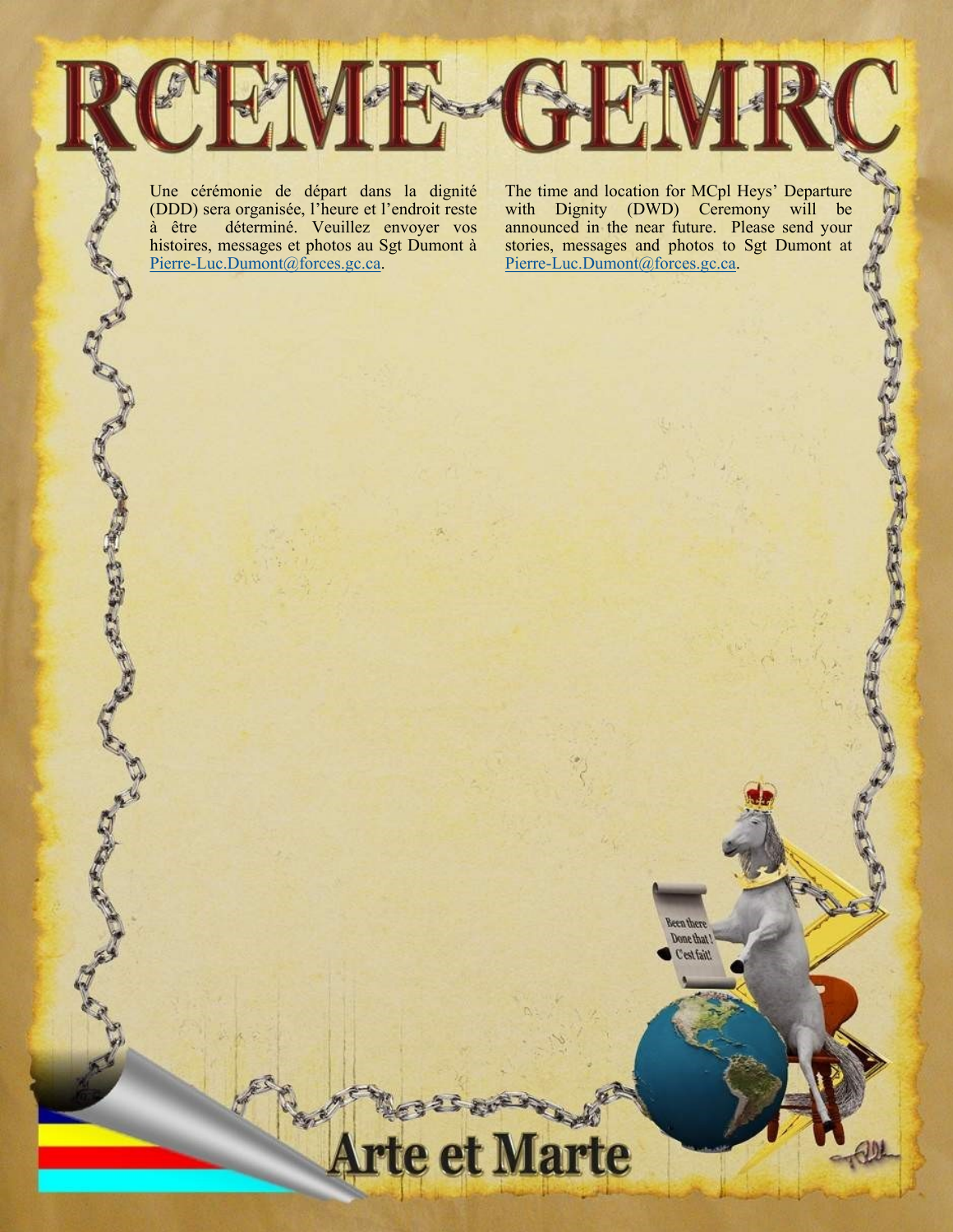# RCEME GEMRC

Une cérémonie de départ dans la dignité (DDD) sera organisée, l'heure et l'endroit reste à être déterminé. Veuillez envoyer vos histoires, messages et photos au Sgt Dumont à Pierre-Luc.Dumont@forces.gc.ca.

The time and location for MCpl Heys' Departure with Dignity (DWD) Ceremony will be announced in the near future. Please send your stories, messages and photos to Sgt Dumont at Pierre-Luc.Dumont@forces.gc.ca.

Been there Done that ! C'est fait!

Arte et Marte